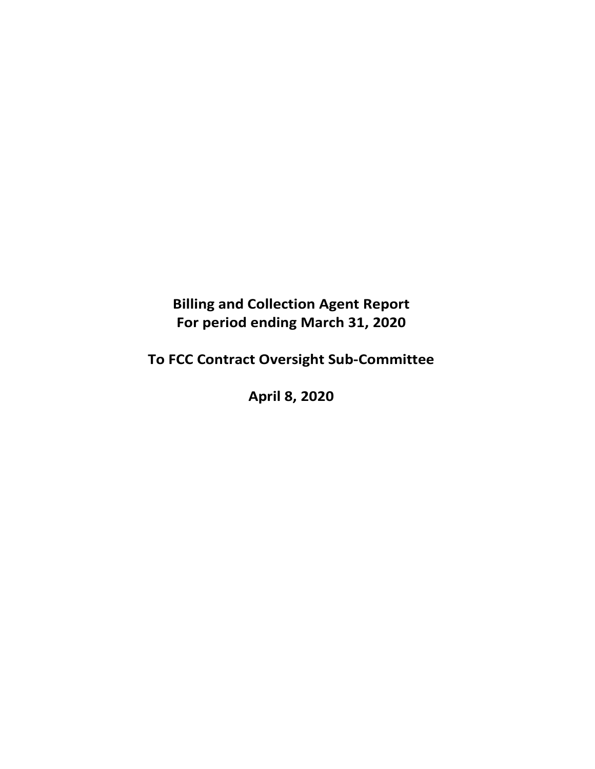# Billing and Collection Agent Report
# For period ending March 31, 2020

# To FCC Contract Oversight Sub-Committee

# April 8, 2020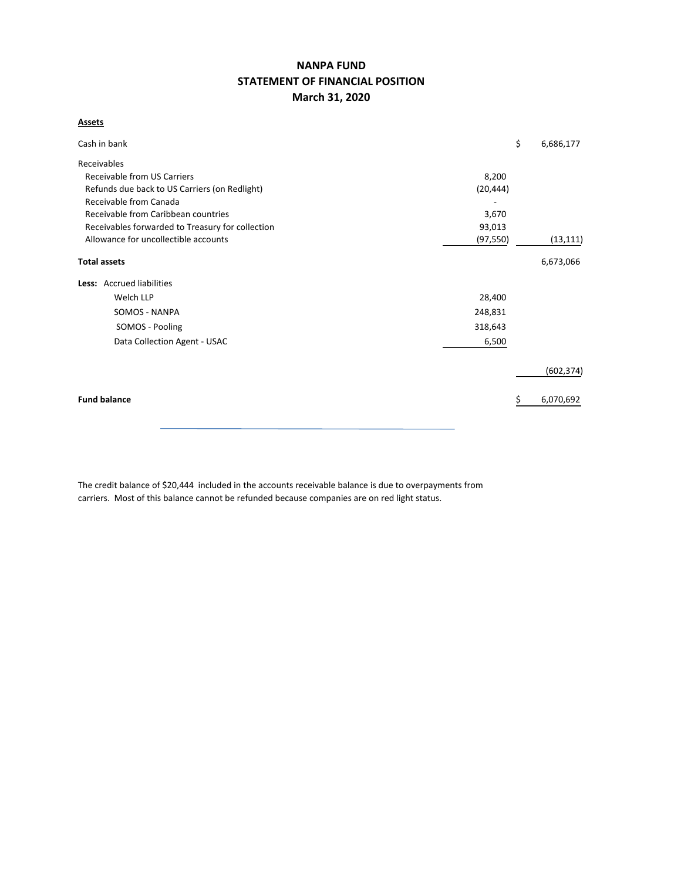# NANPA FUND
## STATEMENT OF FINANCIAL POSITION
### March 31, 2020

**Assets**

| | | |
|---|---|---|
| Cash in bank | | $ 6,686,177 |
| Receivables | | |
| Receivable from US Carriers | 8,200 | |
| Refunds due back to US Carriers (on Redlight) | (20,444) | |
| Receivable from Canada | - | |
| Receivable from Caribbean countries | 3,670 | |
| Receivables forwarded to Treasury for collection | 93,013 | |
| Allowance for uncollectible accounts | (97,550) | (13,111) |
| **Total assets** | | 6,673,066 |
| **Less:** Accrued liabilities | | |
| Welch LLP | 28,400 | |
| SOMOS - NANPA | 248,831 | |
| SOMOS - Pooling | 318,643 | |
| Data Collection Agent - USAC | 6,500 | |
| | | (602,374) |
| **Fund balance** | | $ 6,070,692 |

The credit balance of $20,444 included in the accounts receivable balance is due to overpayments from carriers. Most of this balance cannot be refunded because companies are on red light status.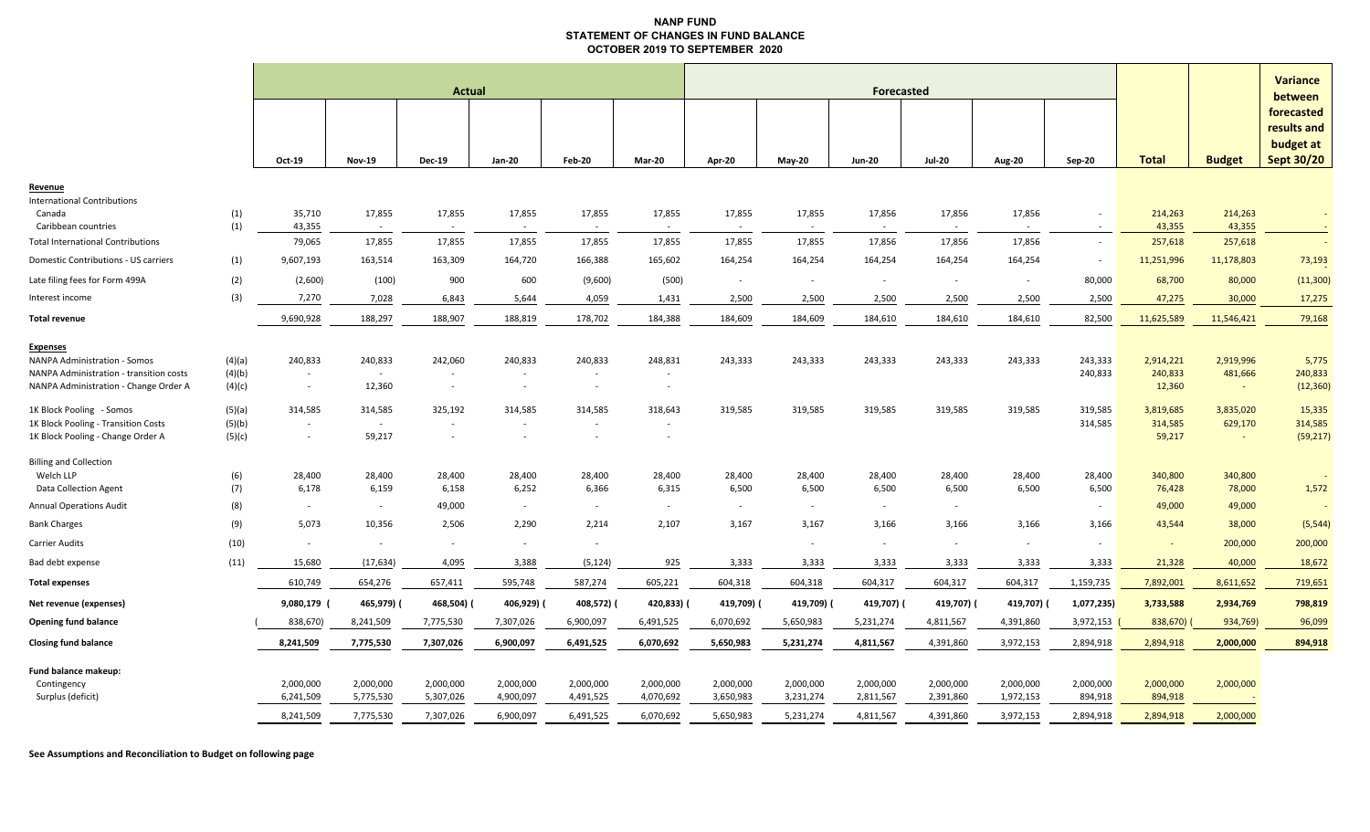# NANP FUND
## STATEMENT OF CHANGES IN FUND BALANCE
## OCTOBER 2019 TO SEPTEMBER 2020

| | | Actual | | | | | | Forecasted | | | | | | | | |
|---|---|---|---|---|---|---|---|---|---|---|---|---|---|---|---|---|
| | | Oct-19 | Nov-19 | Dec-19 | Jan-20 | Feb-20 | Mar-20 | Apr-20 | May-20 | Jun-20 | Jul-20 | Aug-20 | Sep-20 | Total | Budget | Variance between forecasted results and budget at Sept 30/20 |
| **Revenue** | | | | | | | | | | | | | | | | |
| International Contributions | | | | | | | | | | | | | | | | |
| Canada | (1) | 35,710 | 17,855 | 17,855 | 17,855 | 17,855 | 17,855 | 17,855 | 17,855 | 17,856 | 17,856 | 17,856 | - | 214,263 | 214,263 | - |
| Caribbean countries | (1) | 43,355 | - | - | - | - | - | - | - | - | - | - | - | 43,355 | 43,355 | - |
| Total International Contributions | | 79,065 | 17,855 | 17,855 | 17,855 | 17,855 | 17,855 | 17,855 | 17,855 | 17,856 | 17,856 | 17,856 | - | 257,618 | 257,618 | - |
| Domestic Contributions - US carriers | (1) | 9,607,193 | 163,514 | 163,309 | 164,720 | 166,388 | 165,602 | 164,254 | 164,254 | 164,254 | 164,254 | 164,254 | - | 11,251,996 | 11,178,803 | 73,193 |
| Late filing fees for Form 499A | (2) | (2,600) | (100) | 900 | 600 | (9,600) | (500) | - | - | - | - | - | 80,000 | 68,700 | 80,000 | (11,300) |
| Interest income | (3) | 7,270 | 7,028 | 6,843 | 5,644 | 4,059 | 1,431 | 2,500 | 2,500 | 2,500 | 2,500 | 2,500 | 2,500 | 47,275 | 30,000 | 17,275 |
| **Total revenue** | | 9,690,928 | 188,297 | 188,907 | 188,819 | 178,702 | 184,388 | 184,609 | 184,609 | 184,610 | 184,610 | 184,610 | 82,500 | 11,625,589 | 11,546,421 | 79,168 |
| **Expenses** | | | | | | | | | | | | | | | | |
| NANPA Administration - Somos | (4)(a) | 240,833 | 240,833 | 242,060 | 240,833 | 240,833 | 248,831 | 243,333 | 243,333 | 243,333 | 243,333 | 243,333 | 243,333 | 2,914,221 | 2,919,996 | 5,775 |
| NANPA Administration - transition costs | (4)(b) | - | - | - | - | - | - | | | | | | 240,833 | 240,833 | 481,666 | 240,833 |
| NANPA Administration - Change Order A | (4)(c) | - | 12,360 | - | - | - | - | | | | | | | 12,360 | - | (12,360) |
| 1K Block Pooling - Somos | (5)(a) | 314,585 | 314,585 | 325,192 | 314,585 | 314,585 | 318,643 | 319,585 | 319,585 | 319,585 | 319,585 | 319,585 | 319,585 | 3,819,685 | 3,835,020 | 15,335 |
| 1K Block Pooling - Transition Costs | (5)(b) | - | - | - | - | - | - | | | | | | 314,585 | 314,585 | 629,170 | 314,585 |
| 1K Block Pooling - Change Order A | (5)(c) | - | 59,217 | - | - | - | - | | | | | | | 59,217 | - | (59,217) |
| Billing and Collection | | | | | | | | | | | | | | | | |
| Welch LLP | (6) | 28,400 | 28,400 | 28,400 | 28,400 | 28,400 | 28,400 | 28,400 | 28,400 | 28,400 | 28,400 | 28,400 | 28,400 | 340,800 | 340,800 | - |
| Data Collection Agent | (7) | 6,178 | 6,159 | 6,158 | 6,252 | 6,366 | 6,315 | 6,500 | 6,500 | 6,500 | 6,500 | 6,500 | 6,500 | 76,428 | 78,000 | 1,572 |
| Annual Operations Audit | (8) | - | - | 49,000 | - | - | - | - | - | - | - | | - | 49,000 | 49,000 | - |
| Bank Charges | (9) | 5,073 | 10,356 | 2,506 | 2,290 | 2,214 | 2,107 | 3,167 | 3,167 | 3,166 | 3,166 | 3,166 | 3,166 | 43,544 | 38,000 | (5,544) |
| Carrier Audits | (10) | - | - | - | - | - | | | - | - | - | - | - | - | 200,000 | 200,000 |
| Bad debt expense | (11) | 15,680 | (17,634) | 4,095 | 3,388 | (5,124) | 925 | 3,333 | 3,333 | 3,333 | 3,333 | 3,333 | 3,333 | 21,328 | 40,000 | 18,672 |
| **Total expenses** | | 610,749 | 654,276 | 657,411 | 595,748 | 587,274 | 605,221 | 604,318 | 604,318 | 604,317 | 604,317 | 604,317 | 1,159,735 | 7,892,001 | 8,611,652 | 719,651 |
| **Net revenue (expenses)** | | 9,080,179 | (465,979) | (468,504) | (406,929) | (408,572) | (420,833) | (419,709) | (419,709) | (419,707) | (419,707) | (419,707) | (1,077,235) | 3,733,588 | 2,934,769 | 798,819 |
| **Opening fund balance** | | (838,670) | 8,241,509 | 7,775,530 | 7,307,026 | 6,900,097 | 6,491,525 | 6,070,692 | 5,650,983 | 5,231,274 | 4,811,567 | 4,391,860 | 3,972,153 | (838,670) | (934,769) | 96,099 |
| **Closing fund balance** | | 8,241,509 | 7,775,530 | 7,307,026 | 6,900,097 | 6,491,525 | 6,070,692 | 5,650,983 | 5,231,274 | 4,811,567 | 4,391,860 | 3,972,153 | 2,894,918 | 2,894,918 | 2,000,000 | 894,918 |
| **Fund balance makeup:** | | | | | | | | | | | | | | | | |
| Contingency | | 2,000,000 | 2,000,000 | 2,000,000 | 2,000,000 | 2,000,000 | 2,000,000 | 2,000,000 | 2,000,000 | 2,000,000 | 2,000,000 | 2,000,000 | 2,000,000 | 2,000,000 | 2,000,000 | |
| Surplus (deficit) | | 6,241,509 | 5,775,530 | 5,307,026 | 4,900,097 | 4,491,525 | 4,070,692 | 3,650,983 | 3,231,274 | 2,811,567 | 2,391,860 | 1,972,153 | 894,918 | 894,918 | - | |
| | | 8,241,509 | 7,775,530 | 7,307,026 | 6,900,097 | 6,491,525 | 6,070,692 | 5,650,983 | 5,231,274 | 4,811,567 | 4,391,860 | 3,972,153 | 2,894,918 | 2,894,918 | 2,000,000 | |

**See Assumptions and Reconciliation to Budget on following page**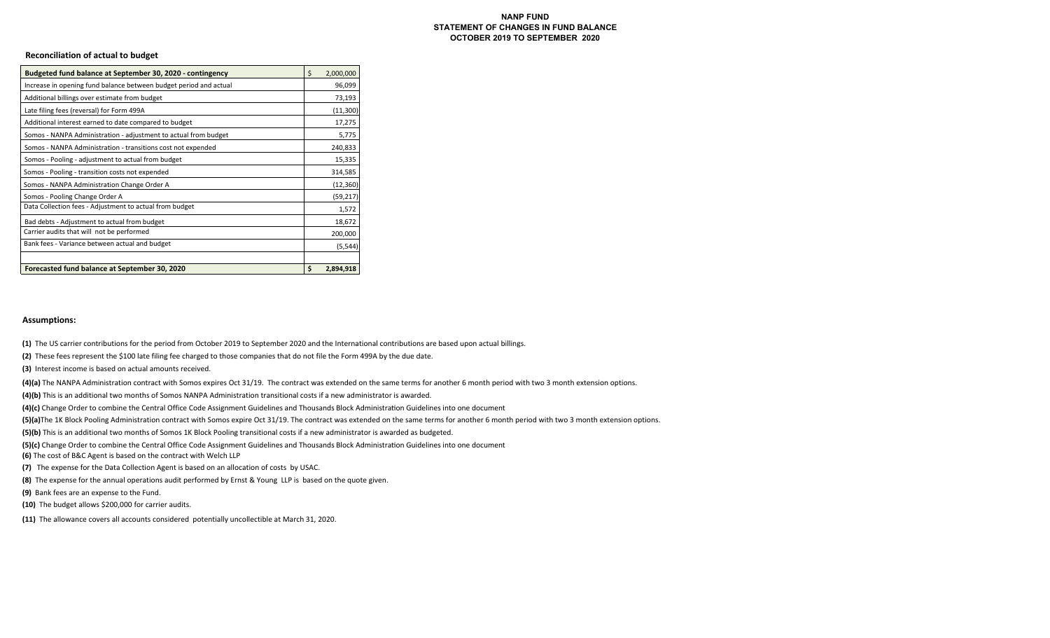**NANP FUND**
**STATEMENT OF CHANGES IN FUND BALANCE**
**OCTOBER 2019 TO SEPTEMBER 2020**

### Reconciliation of actual to budget

| Budgeted fund balance at September 30, 2020 - contingency | $ 2,000,000 |
|---|---:|
| Increase in opening fund balance between budget period and actual | 96,099 |
| Additional billings over estimate from budget | 73,193 |
| Late filing fees (reversal) for Form 499A | (11,300) |
| Additional interest earned to date compared to budget | 17,275 |
| Somos - NANPA Administration - adjustment to actual from budget | 5,775 |
| Somos - NANPA Administration - transitions cost not expended | 240,833 |
| Somos - Pooling - adjustment to actual from budget | 15,335 |
| Somos - Pooling - transition costs not expended | 314,585 |
| Somos - NANPA Administration Change Order A | (12,360) |
| Somos - Pooling Change Order A | (59,217) |
| Data Collection fees - Adjustment to actual from budget | 1,572 |
| Bad debts - Adjustment to actual from budget | 18,672 |
| Carrier audits that will not be performed | 200,000 |
| Bank fees - Variance between actual and budget | (5,544) |
| | |
| **Forecasted fund balance at September 30, 2020** | **$ 2,894,918** |

### Assumptions:

**(1)** The US carrier contributions for the period from October 2019 to September 2020 and the International contributions are based upon actual billings.

**(2)** These fees represent the $100 late filing fee charged to those companies that do not file the Form 499A by the due date.

**(3)** Interest income is based on actual amounts received.

**(4)(a)** The NANPA Administration contract with Somos expires Oct 31/19. The contract was extended on the same terms for another 6 month period with two 3 month extension options.

**(4)(b)** This is an additional two months of Somos NANPA Administration transitional costs if a new administrator is awarded.

**(4)(c)** Change Order to combine the Central Office Code Assignment Guidelines and Thousands Block Administration Guidelines into one document

**(5)(a)**The 1K Block Pooling Administration contract with Somos expire Oct 31/19. The contract was extended on the same terms for another 6 month period with two 3 month extension options.

**(5)(b)** This is an additional two months of Somos 1K Block Pooling transitional costs if a new administrator is awarded as budgeted.

**(5)(c)** Change Order to combine the Central Office Code Assignment Guidelines and Thousands Block Administration Guidelines into one document

**(6)** The cost of B&C Agent is based on the contract with Welch LLP

**(7)** The expense for the Data Collection Agent is based on an allocation of costs by USAC.

**(8)** The expense for the annual operations audit performed by Ernst & Young LLP is based on the quote given.

**(9)** Bank fees are an expense to the Fund.

**(10)** The budget allows $200,000 for carrier audits.

**(11)** The allowance covers all accounts considered potentially uncollectible at March 31, 2020.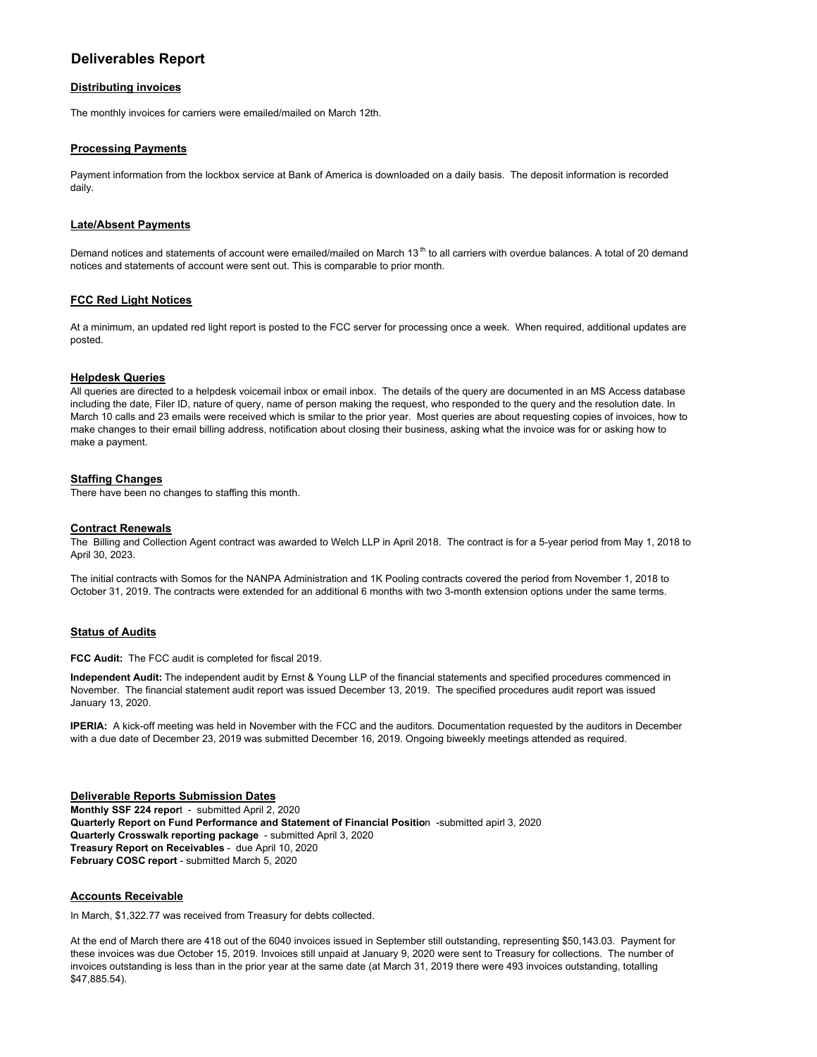# Deliverables Report

## Distributing invoices

The monthly invoices for carriers were emailed/mailed on March 12th.

## Processing Payments

Payment information from the lockbox service at Bank of America is downloaded on a daily basis. The deposit information is recorded daily.

## Late/Absent Payments

Demand notices and statements of account were emailed/mailed on March 13th to all carriers with overdue balances. A total of 20 demand notices and statements of account were sent out. This is comparable to prior month.

## FCC Red Light Notices

At a minimum, an updated red light report is posted to the FCC server for processing once a week. When required, additional updates are posted.

## Helpdesk Queries

All queries are directed to a helpdesk voicemail inbox or email inbox. The details of the query are documented in an MS Access database including the date, Filer ID, nature of query, name of person making the request, who responded to the query and the resolution date. In March 10 calls and 23 emails were received which is smilar to the prior year. Most queries are about requesting copies of invoices, how to make changes to their email billing address, notification about closing their business, asking what the invoice was for or asking how to make a payment.

## Staffing Changes

There have been no changes to staffing this month.

## Contract Renewals

The Billing and Collection Agent contract was awarded to Welch LLP in April 2018. The contract is for a 5-year period from May 1, 2018 to April 30, 2023.

The initial contracts with Somos for the NANPA Administration and 1K Pooling contracts covered the period from November 1, 2018 to October 31, 2019. The contracts were extended for an additional 6 months with two 3-month extension options under the same terms.

## Status of Audits

**FCC Audit:** The FCC audit is completed for fiscal 2019.

**Independent Audit:** The independent audit by Ernst & Young LLP of the financial statements and specified procedures commenced in November. The financial statement audit report was issued December 13, 2019. The specified procedures audit report was issued January 13, 2020.

**IPERIA:** A kick-off meeting was held in November with the FCC and the auditors. Documentation requested by the auditors in December with a due date of December 23, 2019 was submitted December 16, 2019. Ongoing biweekly meetings attended as required.

## Deliverable Reports Submission Dates

**Monthly SSF 224 repor**t - submitted April 2, 2020
**Quarterly Report on Fund Performance and Statement of Financial Positio**n -submitted apirl 3, 2020
**Quarterly Crosswalk reporting package** - submitted April 3, 2020
**Treasury Report on Receivables** - due April 10, 2020
**February COSC report** - submitted March 5, 2020

## Accounts Receivable

In March, $1,322.77 was received from Treasury for debts collected.

At the end of March there are 418 out of the 6040 invoices issued in September still outstanding, representing $50,143.03. Payment for these invoices was due October 15, 2019. Invoices still unpaid at January 9, 2020 were sent to Treasury for collections. The number of invoices outstanding is less than in the prior year at the same date (at March 31, 2019 there were 493 invoices outstanding, totalling $47,885.54).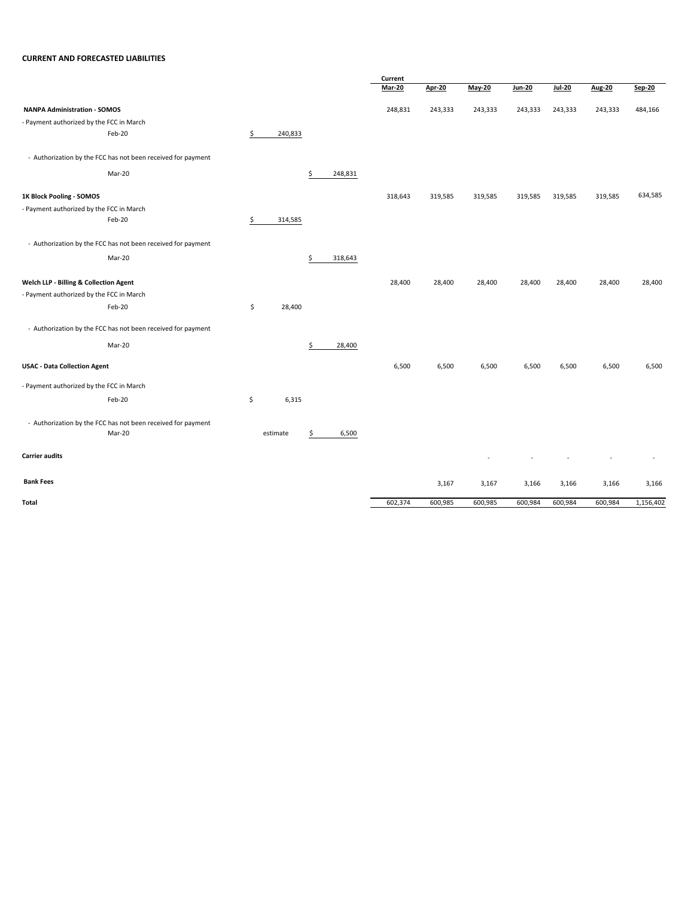**CURRENT AND FORECASTED LIABILITIES**

| | | | Current Mar-20 | Apr-20 | May-20 | Jun-20 | Jul-20 | Aug-20 | Sep-20 |
|---|---|---|---|---|---|---|---|---|---|
| **NANPA Administration - SOMOS** | | | 248,831 | 243,333 | 243,333 | 243,333 | 243,333 | 243,333 | 484,166 |
| - Payment authorized by the FCC in March | | | | | | | | | |
| Feb-20 | $ 240,833 | | | | | | | | |
| - Authorization by the FCC has not been received for payment | | | | | | | | | |
| Mar-20 | | $ 248,831 | | | | | | | |
| **1K Block Pooling - SOMOS** | | | 318,643 | 319,585 | 319,585 | 319,585 | 319,585 | 319,585 | 634,585 |
| - Payment authorized by the FCC in March | | | | | | | | | |
| Feb-20 | $ 314,585 | | | | | | | | |
| - Authorization by the FCC has not been received for payment | | | | | | | | | |
| Mar-20 | | $ 318,643 | | | | | | | |
| **Welch LLP - Billing & Collection Agent** | | | 28,400 | 28,400 | 28,400 | 28,400 | 28,400 | 28,400 | 28,400 |
| - Payment authorized by the FCC in March | | | | | | | | | |
| Feb-20 | $ 28,400 | | | | | | | | |
| - Authorization by the FCC has not been received for payment | | | | | | | | | |
| Mar-20 | | $ 28,400 | | | | | | | |
| **USAC - Data Collection Agent** | | | 6,500 | 6,500 | 6,500 | 6,500 | 6,500 | 6,500 | 6,500 |
| - Payment authorized by the FCC in March | | | | | | | | | |
| Feb-20 | $ 6,315 | | | | | | | | |
| - Authorization by the FCC has not been received for payment | | | | | | | | | |
| Mar-20 | estimate | $ 6,500 | | | | | | | |
| **Carrier audits** | | | | | - | - | - | - | - |
| **Bank Fees** | | | | 3,167 | 3,167 | 3,166 | 3,166 | 3,166 | 3,166 |
| **Total** | | | 602,374 | 600,985 | 600,985 | 600,984 | 600,984 | 600,984 | 1,156,402 |